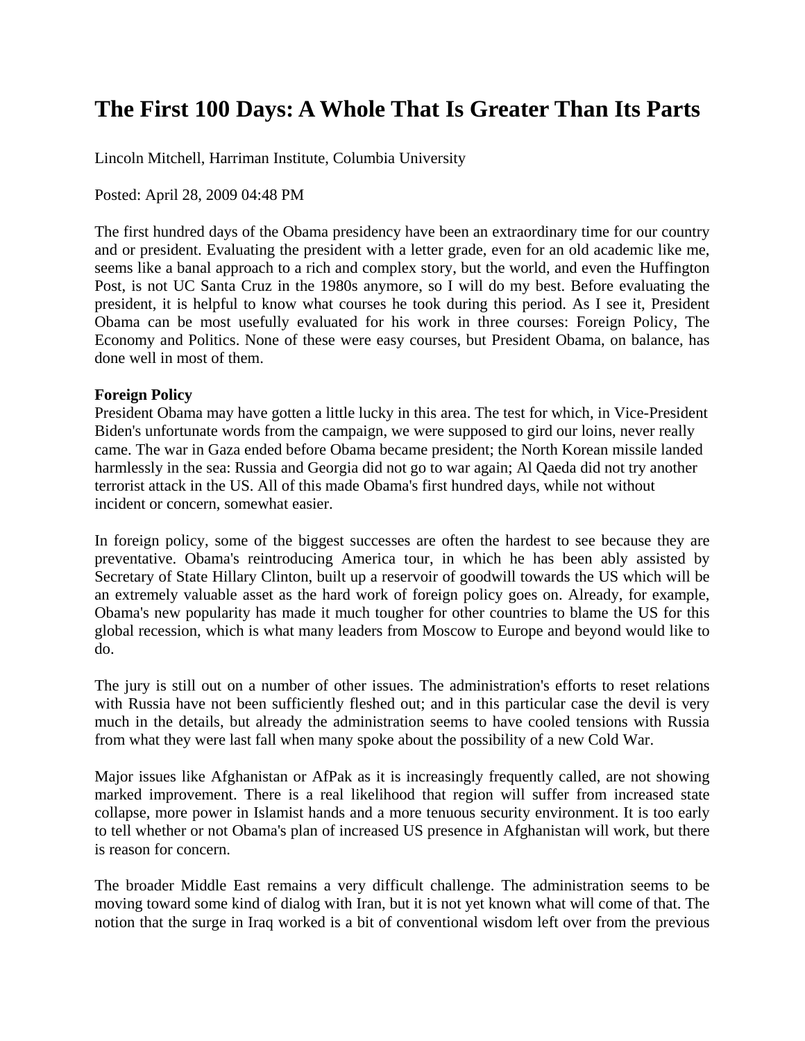# The First 100 Days: A Whole That Is Greater Than Its Parts

Lincoln Mitchell, Harriman Institute, Columbia University

Posted: April 28, 2009 04:48 PM

The first hundred days of the Obama presidency have been an extraordinary time for our country and or president. Evaluating the president with a letter grade, even for an old academic like me, seems like a banal approach to a rich and complex story, but the world, and even the Huffington Post, is not UC Santa Cruz in the 1980s anymore, so I will do my best. Before evaluating the president, it is helpful to know what courses he took during this period. As I see it, President Obama can be most usefully evaluated for his work in three courses: Foreign Policy, The Economy and Politics. None of these were easy courses, but President Obama, on balance, has done well in most of them.

**Foreign Policy**

President Obama may have gotten a little lucky in this area. The test for which, in Vice-President Biden's unfortunate words from the campaign, we were supposed to gird our loins, never really came. The war in Gaza ended before Obama became president; the North Korean missile landed harmlessly in the sea: Russia and Georgia did not go to war again; Al Qaeda did not try another terrorist attack in the US. All of this made Obama's first hundred days, while not without incident or concern, somewhat easier.

In foreign policy, some of the biggest successes are often the hardest to see because they are preventative. Obama's reintroducing America tour, in which he has been ably assisted by Secretary of State Hillary Clinton, built up a reservoir of goodwill towards the US which will be an extremely valuable asset as the hard work of foreign policy goes on. Already, for example, Obama's new popularity has made it much tougher for other countries to blame the US for this global recession, which is what many leaders from Moscow to Europe and beyond would like to do.

The jury is still out on a number of other issues. The administration's efforts to reset relations with Russia have not been sufficiently fleshed out; and in this particular case the devil is very much in the details, but already the administration seems to have cooled tensions with Russia from what they were last fall when many spoke about the possibility of a new Cold War.

Major issues like Afghanistan or AfPak as it is increasingly frequently called, are not showing marked improvement. There is a real likelihood that region will suffer from increased state collapse, more power in Islamist hands and a more tenuous security environment. It is too early to tell whether or not Obama's plan of increased US presence in Afghanistan will work, but there is reason for concern.

The broader Middle East remains a very difficult challenge. The administration seems to be moving toward some kind of dialog with Iran, but it is not yet known what will come of that. The notion that the surge in Iraq worked is a bit of conventional wisdom left over from the previous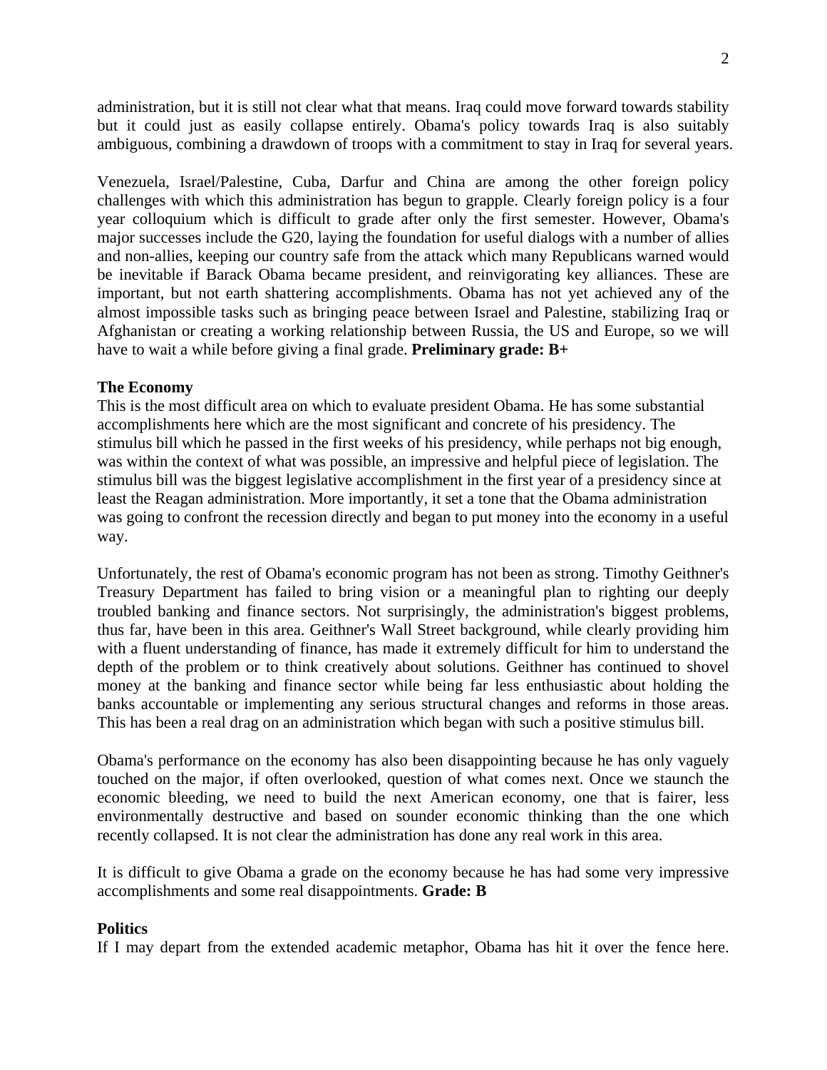administration, but it is still not clear what that means. Iraq could move forward towards stability but it could just as easily collapse entirely. Obama's policy towards Iraq is also suitably ambiguous, combining a drawdown of troops with a commitment to stay in Iraq for several years.

Venezuela, Israel/Palestine, Cuba, Darfur and China are among the other foreign policy challenges with which this administration has begun to grapple. Clearly foreign policy is a four year colloquium which is difficult to grade after only the first semester. However, Obama's major successes include the G20, laying the foundation for useful dialogs with a number of allies and non-allies, keeping our country safe from the attack which many Republicans warned would be inevitable if Barack Obama became president, and reinvigorating key alliances. These are important, but not earth shattering accomplishments. Obama has not yet achieved any of the almost impossible tasks such as bringing peace between Israel and Palestine, stabilizing Iraq or Afghanistan or creating a working relationship between Russia, the US and Europe, so we will have to wait a while before giving a final grade. **Preliminary grade: B+**

**The Economy**

This is the most difficult area on which to evaluate president Obama. He has some substantial accomplishments here which are the most significant and concrete of his presidency. The stimulus bill which he passed in the first weeks of his presidency, while perhaps not big enough, was within the context of what was possible, an impressive and helpful piece of legislation. The stimulus bill was the biggest legislative accomplishment in the first year of a presidency since at least the Reagan administration. More importantly, it set a tone that the Obama administration was going to confront the recession directly and began to put money into the economy in a useful way.

Unfortunately, the rest of Obama's economic program has not been as strong. Timothy Geithner's Treasury Department has failed to bring vision or a meaningful plan to righting our deeply troubled banking and finance sectors. Not surprisingly, the administration's biggest problems, thus far, have been in this area. Geithner's Wall Street background, while clearly providing him with a fluent understanding of finance, has made it extremely difficult for him to understand the depth of the problem or to think creatively about solutions. Geithner has continued to shovel money at the banking and finance sector while being far less enthusiastic about holding the banks accountable or implementing any serious structural changes and reforms in those areas. This has been a real drag on an administration which began with such a positive stimulus bill.

Obama's performance on the economy has also been disappointing because he has only vaguely touched on the major, if often overlooked, question of what comes next. Once we staunch the economic bleeding, we need to build the next American economy, one that is fairer, less environmentally destructive and based on sounder economic thinking than the one which recently collapsed. It is not clear the administration has done any real work in this area.

It is difficult to give Obama a grade on the economy because he has had some very impressive accomplishments and some real disappointments. **Grade: B**

**Politics**

If I may depart from the extended academic metaphor, Obama has hit it over the fence here.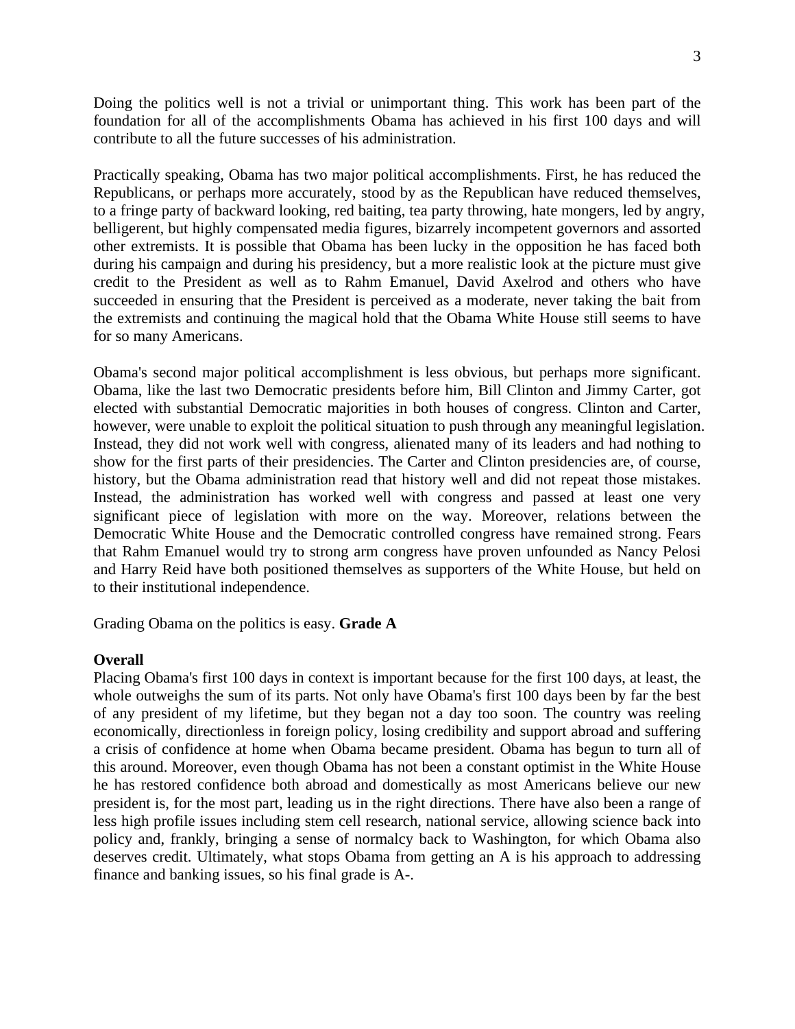Doing the politics well is not a trivial or unimportant thing. This work has been part of the foundation for all of the accomplishments Obama has achieved in his first 100 days and will contribute to all the future successes of his administration.

Practically speaking, Obama has two major political accomplishments. First, he has reduced the Republicans, or perhaps more accurately, stood by as the Republican have reduced themselves, to a fringe party of backward looking, red baiting, tea party throwing, hate mongers, led by angry, belligerent, but highly compensated media figures, bizarrely incompetent governors and assorted other extremists. It is possible that Obama has been lucky in the opposition he has faced both during his campaign and during his presidency, but a more realistic look at the picture must give credit to the President as well as to Rahm Emanuel, David Axelrod and others who have succeeded in ensuring that the President is perceived as a moderate, never taking the bait from the extremists and continuing the magical hold that the Obama White House still seems to have for so many Americans.

Obama's second major political accomplishment is less obvious, but perhaps more significant. Obama, like the last two Democratic presidents before him, Bill Clinton and Jimmy Carter, got elected with substantial Democratic majorities in both houses of congress. Clinton and Carter, however, were unable to exploit the political situation to push through any meaningful legislation. Instead, they did not work well with congress, alienated many of its leaders and had nothing to show for the first parts of their presidencies. The Carter and Clinton presidencies are, of course, history, but the Obama administration read that history well and did not repeat those mistakes. Instead, the administration has worked well with congress and passed at least one very significant piece of legislation with more on the way. Moreover, relations between the Democratic White House and the Democratic controlled congress have remained strong. Fears that Rahm Emanuel would try to strong arm congress have proven unfounded as Nancy Pelosi and Harry Reid have both positioned themselves as supporters of the White House, but held on to their institutional independence.

Grading Obama on the politics is easy. **Grade A**

**Overall**

Placing Obama's first 100 days in context is important because for the first 100 days, at least, the whole outweighs the sum of its parts. Not only have Obama's first 100 days been by far the best of any president of my lifetime, but they began not a day too soon. The country was reeling economically, directionless in foreign policy, losing credibility and support abroad and suffering a crisis of confidence at home when Obama became president. Obama has begun to turn all of this around. Moreover, even though Obama has not been a constant optimist in the White House he has restored confidence both abroad and domestically as most Americans believe our new president is, for the most part, leading us in the right directions. There have also been a range of less high profile issues including stem cell research, national service, allowing science back into policy and, frankly, bringing a sense of normalcy back to Washington, for which Obama also deserves credit. Ultimately, what stops Obama from getting an A is his approach to addressing finance and banking issues, so his final grade is A-.